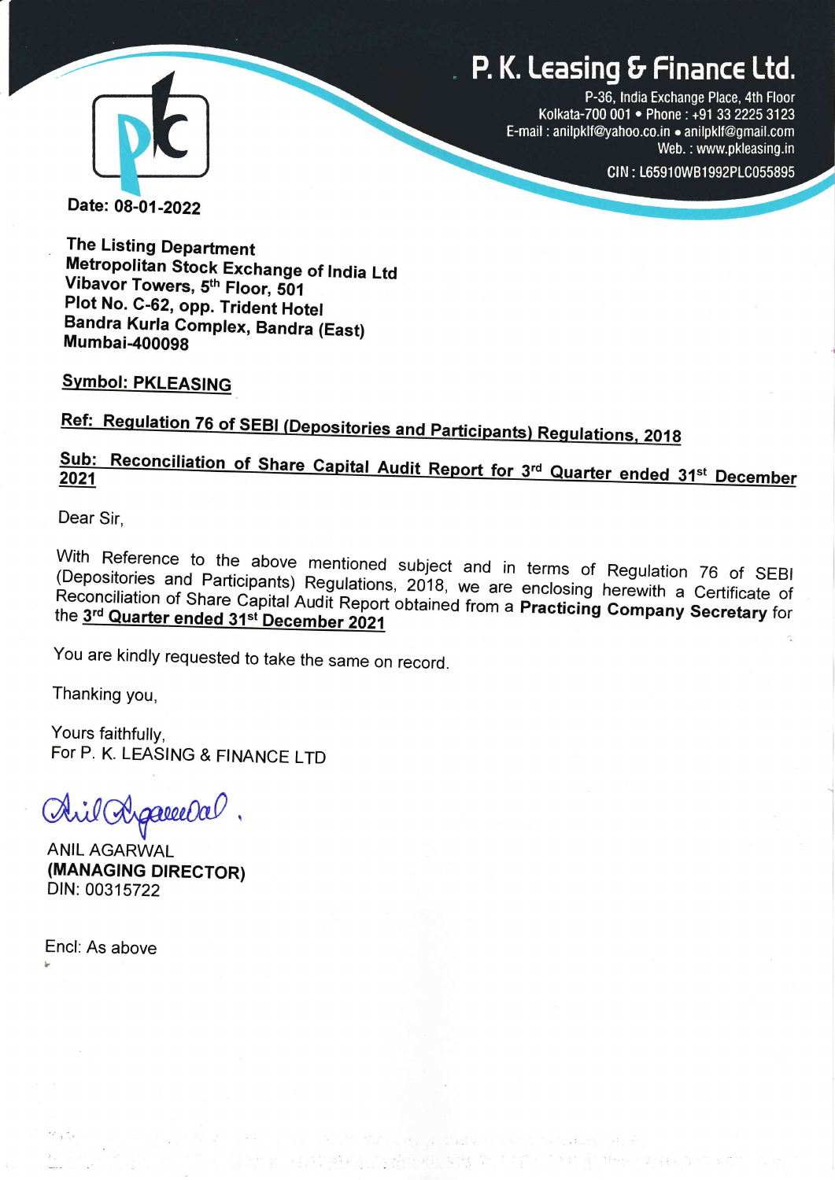# P. K. Leasing & Finance Ltd.

P-36, India Exchange Place, 4th Floor
Kolkata-700 001 • Phone : +91 33 2225 3123
E-mail : anilpklf@yahoo.co.in • anilpklf@gmail.com
Web. : www.pkleasing.in
CIN : L65910WB1992PLC055895

**Date: 08-01-2022**

**The Listing Department**
**Metropolitan Stock Exchange of India Ltd**
**Vibavor Towers, 5th Floor, 501**
**Plot No. C-62, opp. Trident Hotel**
**Bandra Kurla Complex, Bandra (East)**
**Mumbai-400098**

**Symbol: PKLEASING**

**Ref: Regulation 76 of SEBI (Depositories and Participants) Regulations, 2018**

**Sub: Reconciliation of Share Capital Audit Report for 3rd Quarter ended 31st December 2021**

Dear Sir,

With Reference to the above mentioned subject and in terms of Regulation 76 of SEBI (Depositories and Participants) Regulations, 2018, we are enclosing herewith a Certificate of Reconciliation of Share Capital Audit Report obtained from a **Practicing Company Secretary** for the **3rd Quarter ended 31st December 2021**

You are kindly requested to take the same on record.

Thanking you,

Yours faithfully,
For P. K. LEASING & FINANCE LTD

ANIL AGARWAL
**(MANAGING DIRECTOR)**
DIN: 00315722

Encl: As above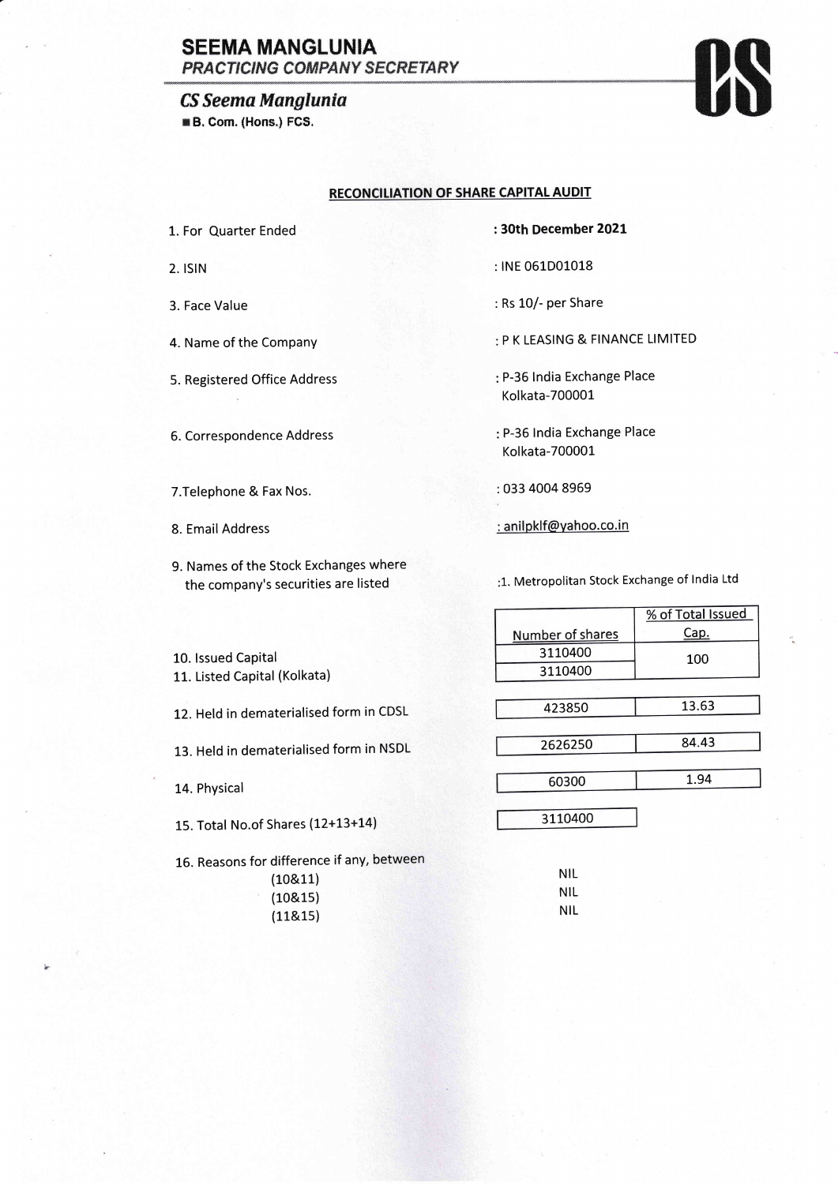# SEEMA MANGLUNIA

*PRACTICING COMPANY SECRETARY*

***CS Seema Manglunia***

**B. Com. (Hons.) FCS.**

## RECONCILIATION OF SHARE CAPITAL AUDIT

1. For Quarter Ended : **30th December 2021**
2. ISIN : INE 061D01018
3. Face Value : Rs 10/- per Share
4. Name of the Company : P K LEASING & FINANCE LIMITED
5. Registered Office Address : P-36 India Exchange Place Kolkata-700001
6. Correspondence Address : P-36 India Exchange Place Kolkata-700001
7. Telephone & Fax Nos. : 033 4004 8969
8. Email Address : anilpklf@yahoo.co.in
9. Names of the Stock Exchanges where the company's securities are listed :1. Metropolitan Stock Exchange of India Ltd

| | Number of shares | % of Total Issued Cap. |
|---|---|---|
| 10. Issued Capital | 3110400 | 100 |
| 11. Listed Capital (Kolkata) | 3110400 | |
| 12. Held in dematerialised form in CDSL | 423850 | 13.63 |
| 13. Held in dematerialised form in NSDL | 2626250 | 84.43 |
| 14. Physical | 60300 | 1.94 |
| 15. Total No.of Shares (12+13+14) | 3110400 | |

16. Reasons for difference if any, between

| | |
|---|---|
| (10&11) | NIL |
| (10&15) | NIL |
| (11&15) | NIL |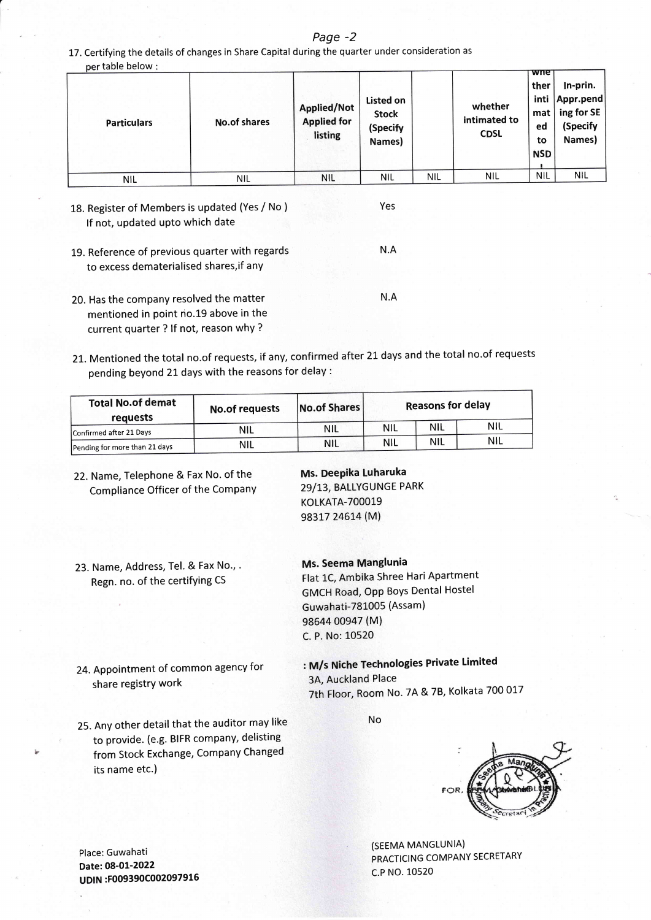17. Certifying the details of changes in Share Capital during the quarter under consideration as per table below :

| Particulars | No.of shares | Applied/Not Applied for listing | Listed on Stock (Specify Names) | | whether intimated to CDSL | whether intimated to NSDL | In-prin. Appr.pending for SE (Specify Names) |
|---|---|---|---|---|---|---|---|
| NIL | NIL | NIL | NIL | NIL | NIL | NIL | NIL |

18. Register of Members is updated (Yes / No ) If not, updated upto which date — Yes

19. Reference of previous quarter with regards to excess dematerialised shares,if any — N.A

20. Has the company resolved the matter mentioned in point no.19 above in the current quarter ? If not, reason why ? — N.A

21. Mentioned the total no.of requests, if any, confirmed after 21 days and the total no.of requests pending beyond 21 days with the reasons for delay :

| Total No.of demat requests | No.of requests | No.of Shares | Reasons for delay | | |
|---|---|---|---|---|---|
| Confirmed after 21 Days | NIL | NIL | NIL | NIL | NIL |
| Pending for more than 21 days | NIL | NIL | NIL | NIL | NIL |

22. Name, Telephone & Fax No. of the Compliance Officer of the Company

**Ms. Deepika Luharuka**
29/13, BALLYGUNGE PARK
KOLKATA-700019
98317 24614 (M)

23. Name, Address, Tel. & Fax No., . Regn. no. of the certifying CS

**Ms. Seema Manglunia**
Flat 1C, Ambika Shree Hari Apartment
GMCH Road, Opp Boys Dental Hostel
Guwahati-781005 (Assam)
98644 00947 (M)
C. P. No: 10520

24. Appointment of common agency for share registry work

**: M/s Niche Technologies Private Limited**
3A, Auckland Place
7th Floor, Room No. 7A & 7B, Kolkata 700 017

25. Any other detail that the auditor may like to provide. (e.g. BIFR company, delisting from Stock Exchange, Company Changed its name etc.) — No

FOR, SEEMA MANGLUNIA

(SEEMA MANGLUNIA)
PRACTICING COMPANY SECRETARY
C.P NO. 10520

Place: Guwahati
**Date: 08-01-2022**
**UDIN :F009390C002097916**